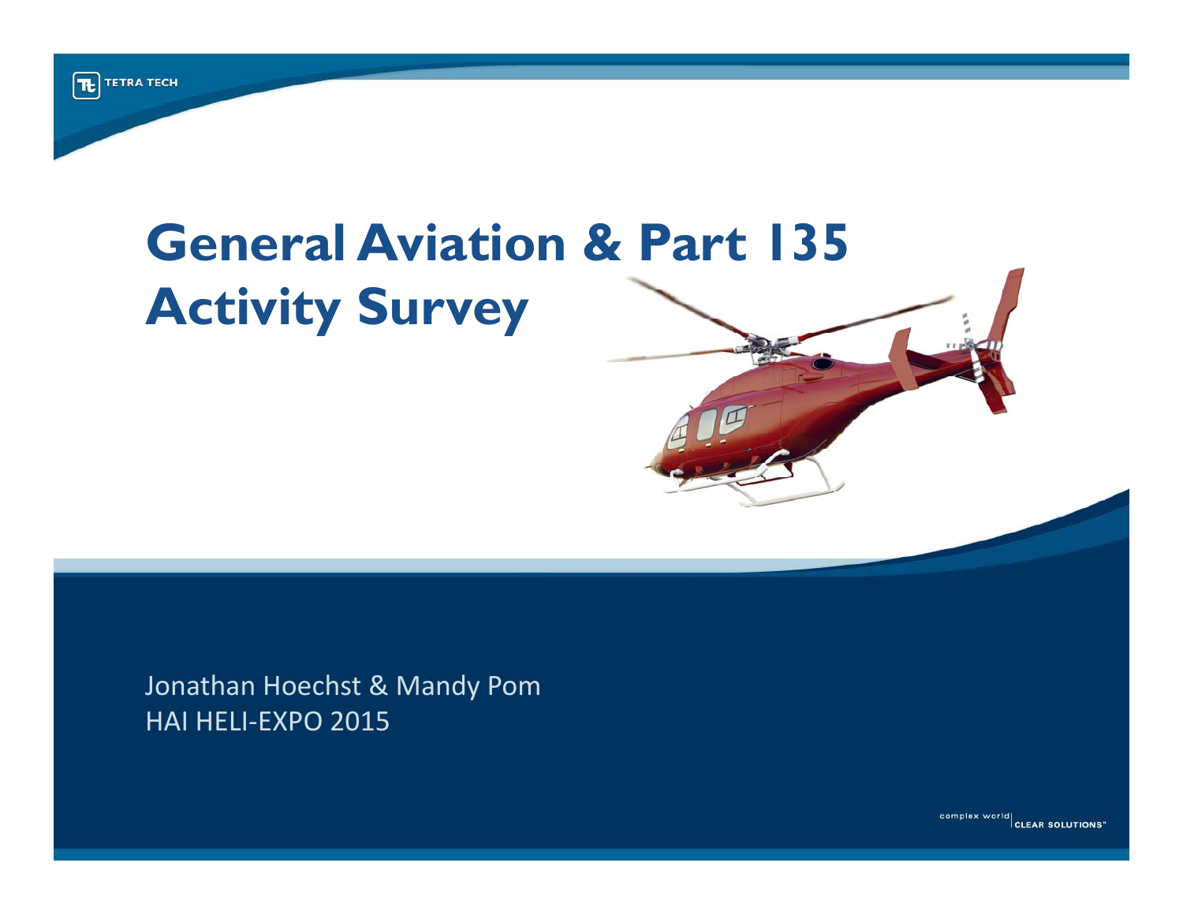# General Aviation & Part 135 Activity Survey

Jonathan Hoechst & Mandy Pom

HAI HELI-EXPO 2015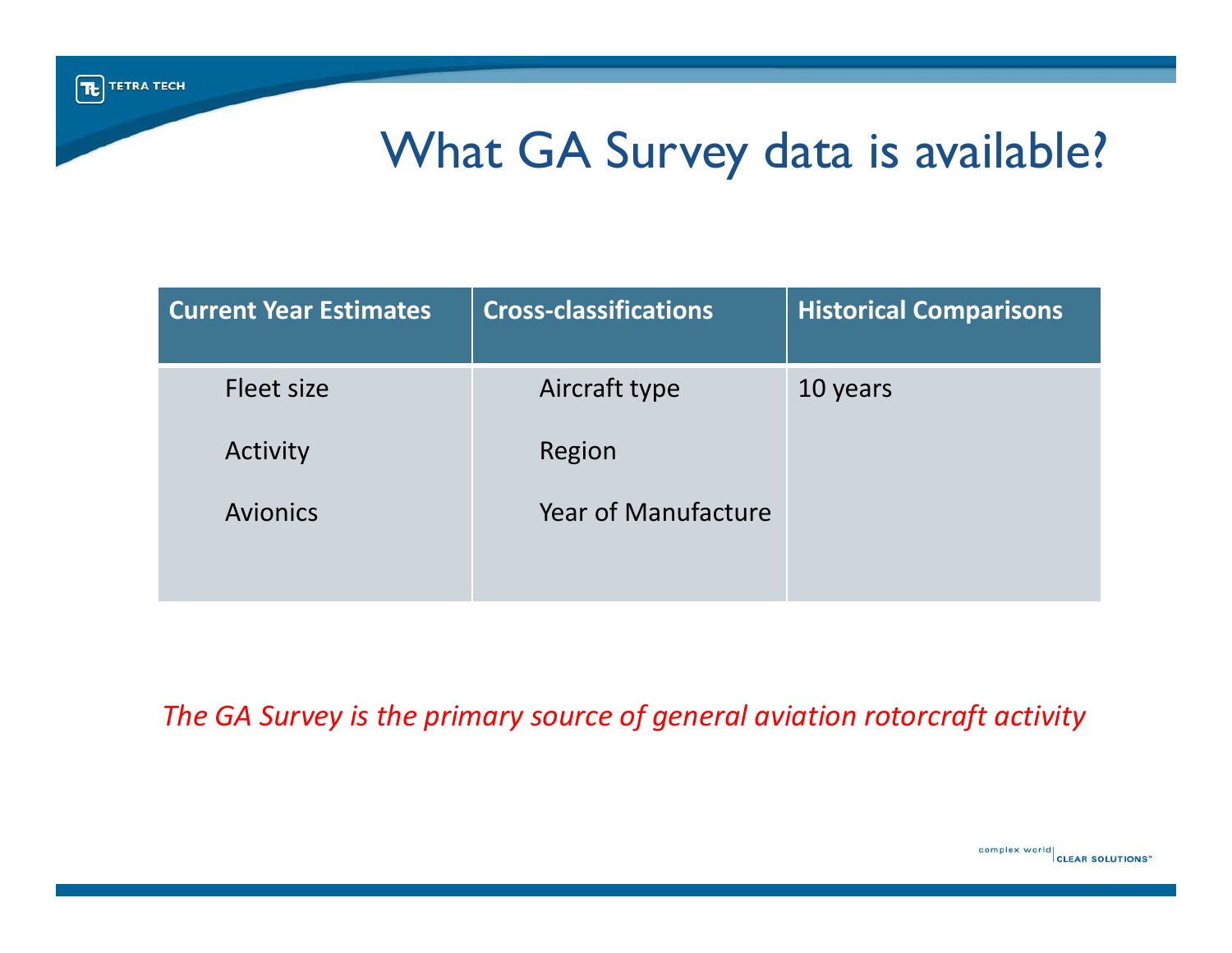# What GA Survey data is available?

| Current Year Estimates | Cross-classifications | Historical Comparisons |
|---|---|---|
| Fleet size | Aircraft type | 10 years |
| Activity | Region | |
| Avionics | Year of Manufacture | |

*The GA Survey is the primary source of general aviation rotorcraft activity*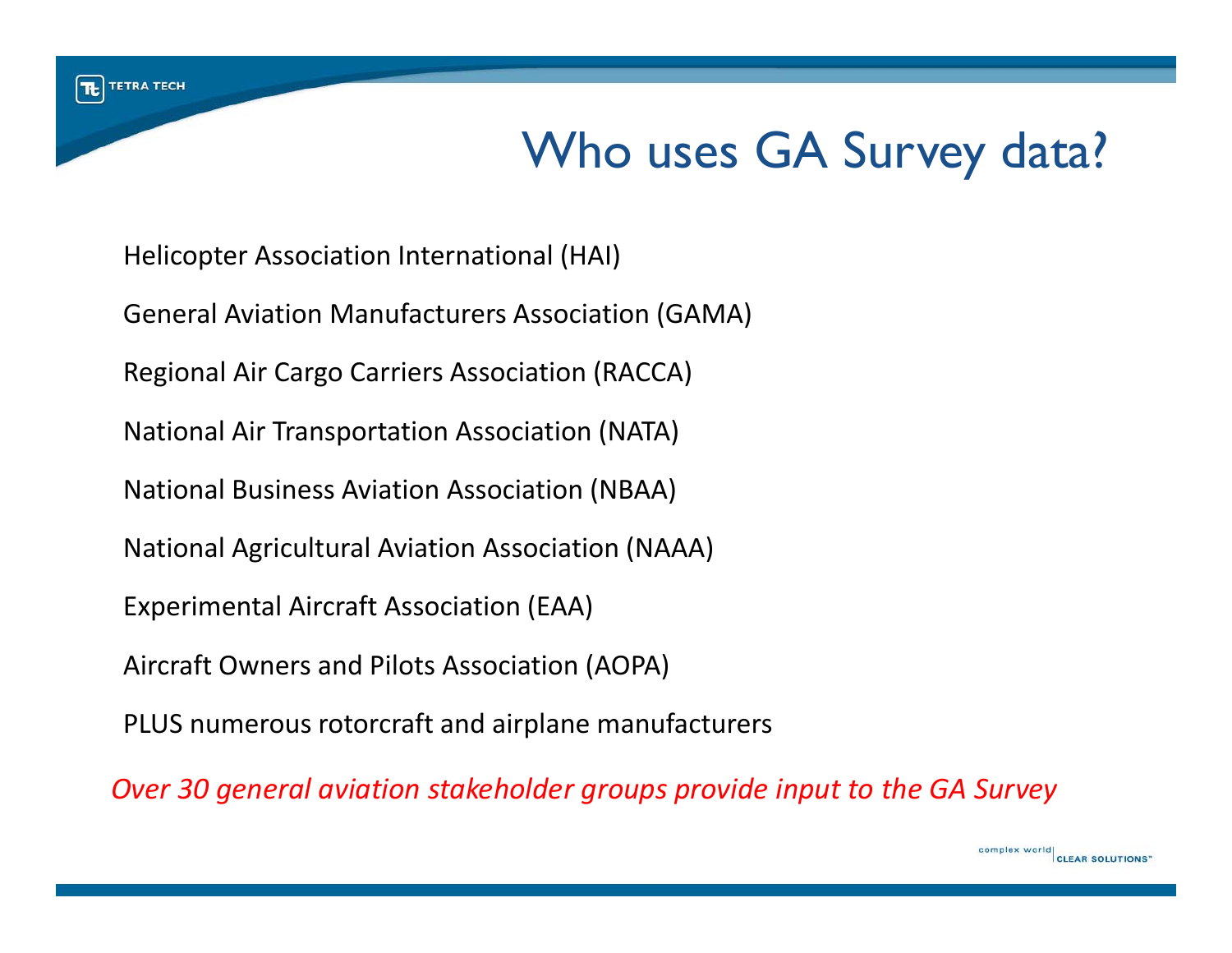# Who uses GA Survey data?

Helicopter Association International (HAI)

General Aviation Manufacturers Association (GAMA)

Regional Air Cargo Carriers Association (RACCA)

National Air Transportation Association (NATA)

National Business Aviation Association (NBAA)

National Agricultural Aviation Association (NAAA)

Experimental Aircraft Association (EAA)

Aircraft Owners and Pilots Association (AOPA)

PLUS numerous rotorcraft and airplane manufacturers

*Over 30 general aviation stakeholder groups provide input to the GA Survey*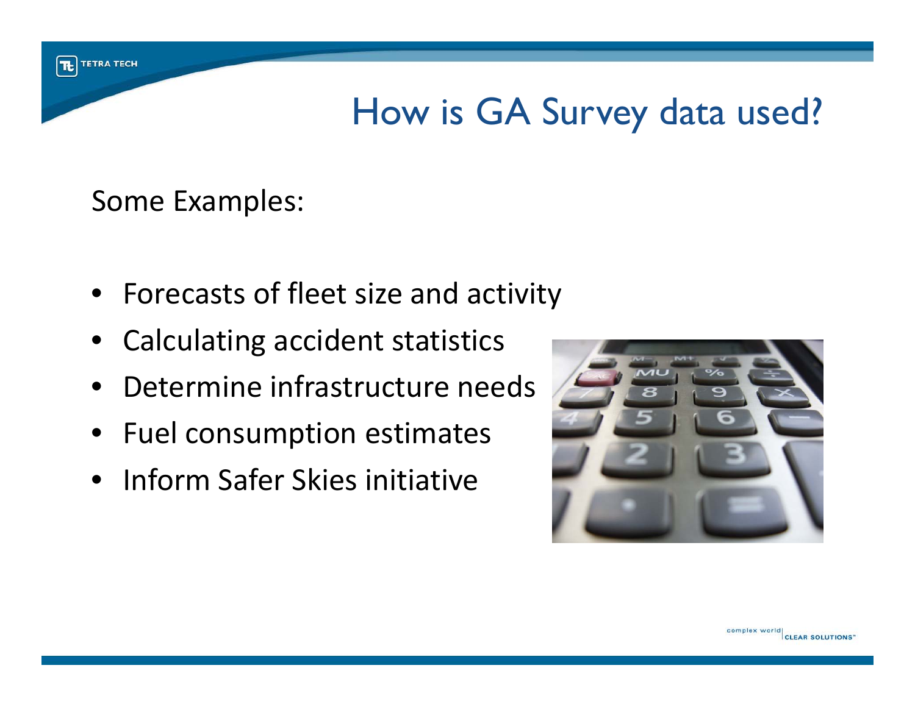# How is GA Survey data used?

Some Examples:

- Forecasts of fleet size and activity
- Calculating accident statistics
- Determine infrastructure needs
- Fuel consumption estimates
- Inform Safer Skies initiative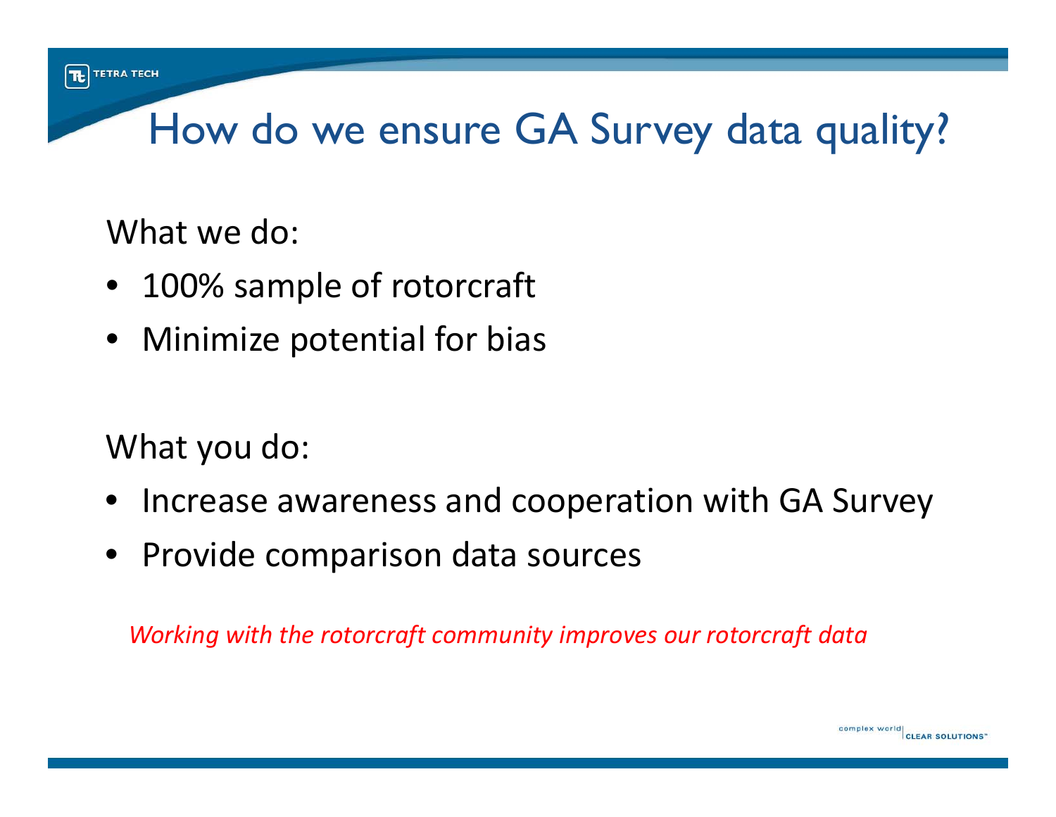# How do we ensure GA Survey data quality?

What we do:

- 100% sample of rotorcraft
- Minimize potential for bias

What you do:

- Increase awareness and cooperation with GA Survey
- Provide comparison data sources

*Working with the rotorcraft community improves our rotorcraft data*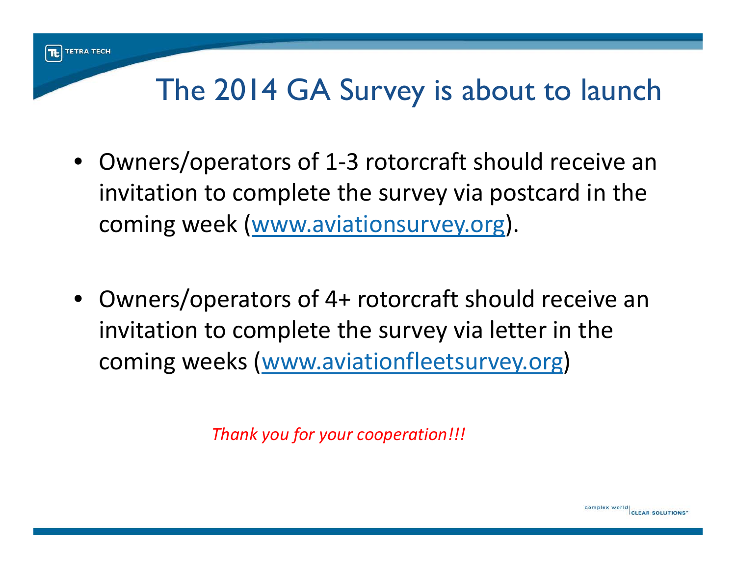# The 2014 GA Survey is about to launch

- Owners/operators of 1-3 rotorcraft should receive an invitation to complete the survey via postcard in the coming week (www.aviationsurvey.org).

- Owners/operators of 4+ rotorcraft should receive an invitation to complete the survey via letter in the coming weeks (www.aviationfleetsurvey.org)

*Thank you for your cooperation!!!*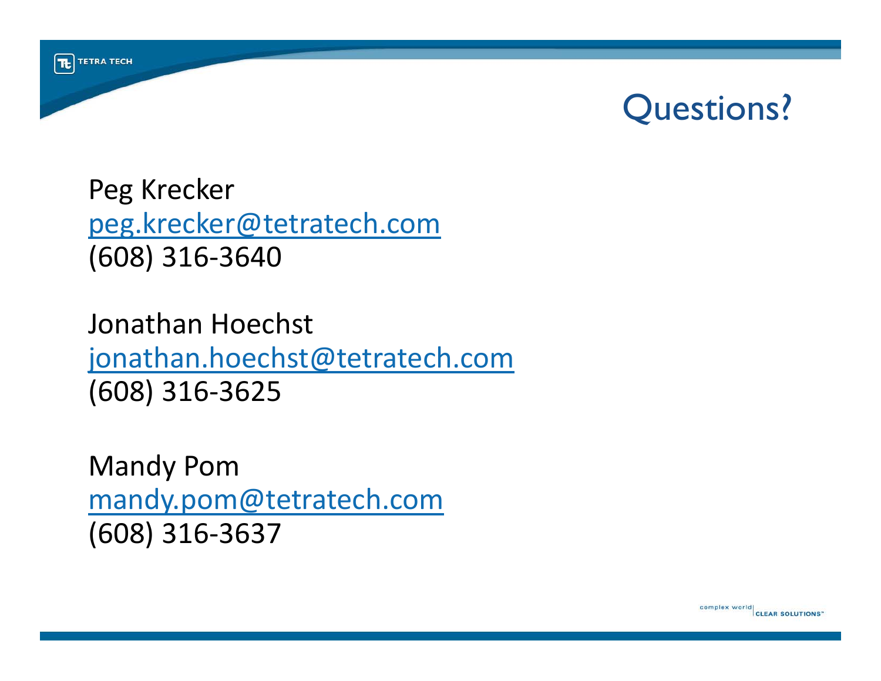# Questions?

Peg Krecker
peg.krecker@tetratech.com
(608) 316-3640

Jonathan Hoechst
jonathan.hoechst@tetratech.com
(608) 316-3625

Mandy Pom
mandy.pom@tetratech.com
(608) 316-3637